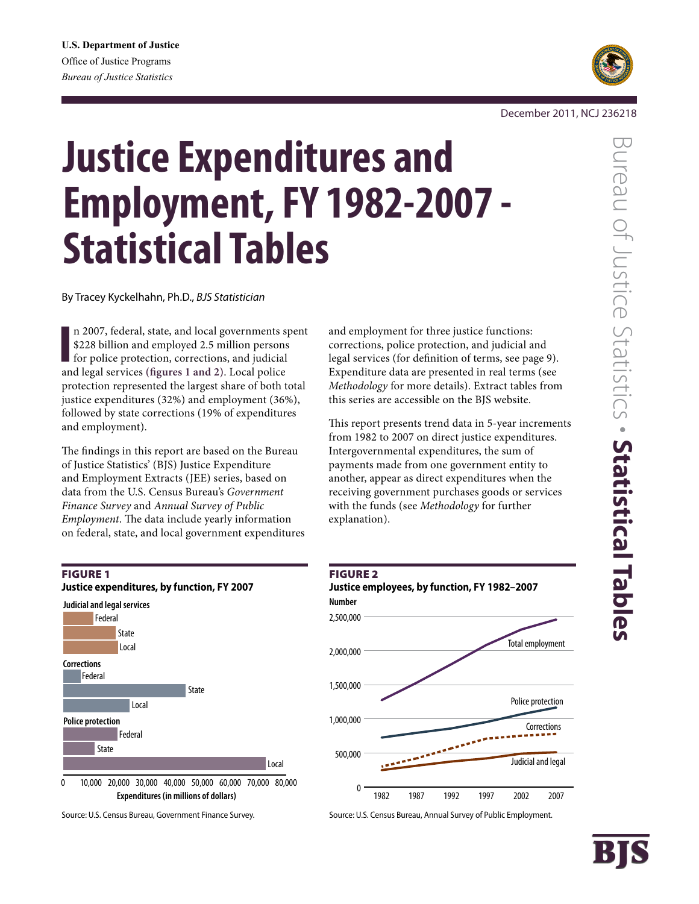U.S. Department of Justice
Office of Justice Programs
*Bureau of Justice Statistics*

December 2011, NCJ 236218

# Justice Expenditures and Employment, FY 1982-2007 - Statistical Tables

By Tracey Kyckelhahn, Ph.D., *BJS Statistician*

In 2007, federal, state, and local governments spent $228 billion and employed 2.5 million persons for police protection, corrections, and judicial and legal services (**figures 1 and 2**). Local police protection represented the largest share of both total justice expenditures (32%) and employment (36%), followed by state corrections (19% of expenditures and employment).

The findings in this report are based on the Bureau of Justice Statistics' (BJS) Justice Expenditure and Employment Extracts (JEE) series, based on data from the U.S. Census Bureau's *Government Finance Survey* and *Annual Survey of Public Employment*. The data include yearly information on federal, state, and local government expenditures and employment for three justice functions: corrections, police protection, and judicial and legal services (for definition of terms, see page 9). Expenditure data are presented in real terms (see *Methodology* for more details). Extract tables from this series are accessible on the BJS website.

This report presents trend data in 5-year increments from 1982 to 2007 on direct justice expenditures. Intergovernmental expenditures, the sum of payments made from one government entity to another, appear as direct expenditures when the receiving government purchases goods or services with the funds (see *Methodology* for further explanation).

**FIGURE 1**
**Justice expenditures, by function, FY 2007**

Judicial and legal services: Federal, State, Local
Corrections: Federal, State, Local
Police protection: Federal, State, Local

Expenditures (in millions of dollars): 0, 10,000, 20,000, 30,000, 40,000, 50,000, 60,000, 70,000, 80,000

Source: U.S. Census Bureau, Government Finance Survey.

**FIGURE 2**
**Justice employees, by function, FY 1982–2007**

Number: 0, 500,000, 1,000,000, 1,500,000, 2,000,000, 2,500,000

Years: 1982, 1987, 1992, 1997, 2002, 2007

Lines: Total employment, Police protection, Corrections, Judicial and legal

Source: U.S. Census Bureau, Annual Survey of Public Employment.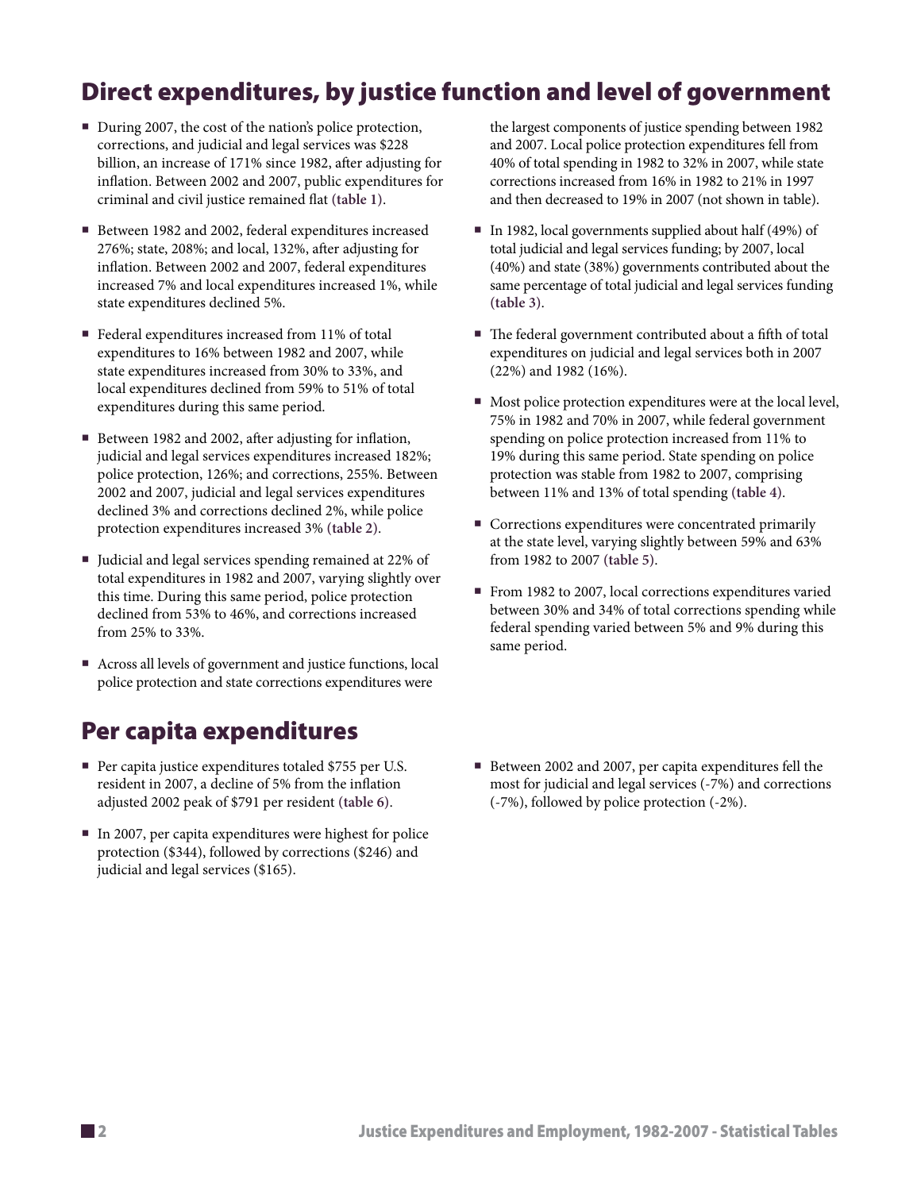## Direct expenditures, by justice function and level of government

- During 2007, the cost of the nation's police protection, corrections, and judicial and legal services was $228 billion, an increase of 171% since 1982, after adjusting for inflation. Between 2002 and 2007, public expenditures for criminal and civil justice remained flat **(table 1)**.
- Between 1982 and 2002, federal expenditures increased 276%; state, 208%; and local, 132%, after adjusting for inflation. Between 2002 and 2007, federal expenditures increased 7% and local expenditures increased 1%, while state expenditures declined 5%.
- Federal expenditures increased from 11% of total expenditures to 16% between 1982 and 2007, while state expenditures increased from 30% to 33%, and local expenditures declined from 59% to 51% of total expenditures during this same period.
- Between 1982 and 2002, after adjusting for inflation, judicial and legal services expenditures increased 182%; police protection, 126%; and corrections, 255%. Between 2002 and 2007, judicial and legal services expenditures declined 3% and corrections declined 2%, while police protection expenditures increased 3% **(table 2)**.
- Judicial and legal services spending remained at 22% of total expenditures in 1982 and 2007, varying slightly over this time. During this same period, police protection declined from 53% to 46%, and corrections increased from 25% to 33%.
- Across all levels of government and justice functions, local police protection and state corrections expenditures were the largest components of justice spending between 1982 and 2007. Local police protection expenditures fell from 40% of total spending in 1982 to 32% in 2007, while state corrections increased from 16% in 1982 to 21% in 1997 and then decreased to 19% in 2007 (not shown in table).
- In 1982, local governments supplied about half (49%) of total judicial and legal services funding; by 2007, local (40%) and state (38%) governments contributed about the same percentage of total judicial and legal services funding **(table 3)**.
- The federal government contributed about a fifth of total expenditures on judicial and legal services both in 2007 (22%) and 1982 (16%).
- Most police protection expenditures were at the local level, 75% in 1982 and 70% in 2007, while federal government spending on police protection increased from 11% to 19% during this same period. State spending on police protection was stable from 1982 to 2007, comprising between 11% and 13% of total spending **(table 4)**.
- Corrections expenditures were concentrated primarily at the state level, varying slightly between 59% and 63% from 1982 to 2007 **(table 5)**.
- From 1982 to 2007, local corrections expenditures varied between 30% and 34% of total corrections spending while federal spending varied between 5% and 9% during this same period.

## Per capita expenditures

- Per capita justice expenditures totaled $755 per U.S. resident in 2007, a decline of 5% from the inflation adjusted 2002 peak of $791 per resident **(table 6)**.
- In 2007, per capita expenditures were highest for police protection ($344), followed by corrections ($246) and judicial and legal services ($165).
- Between 2002 and 2007, per capita expenditures fell the most for judicial and legal services (-7%) and corrections (-7%), followed by police protection (-2%).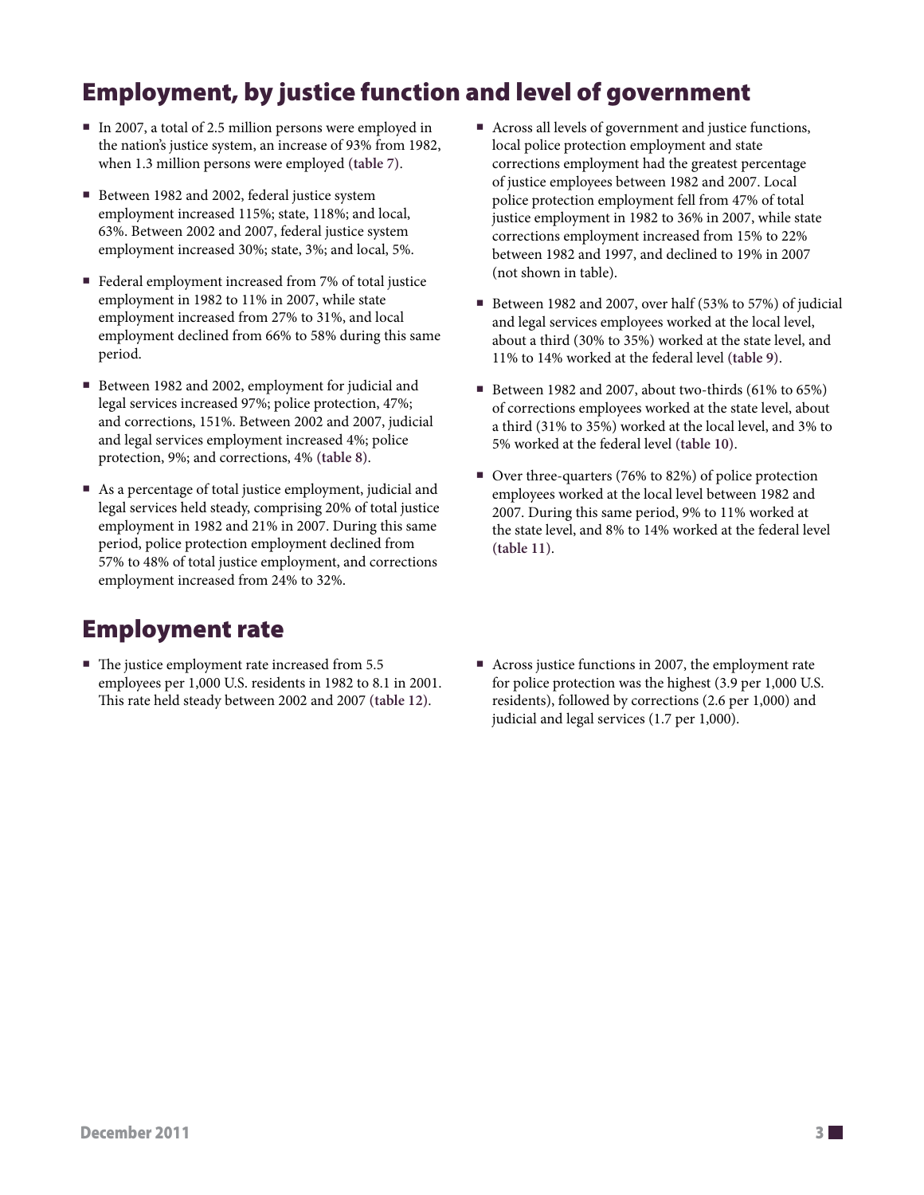## Employment, by justice function and level of government

- In 2007, a total of 2.5 million persons were employed in the nation's justice system, an increase of 93% from 1982, when 1.3 million persons were employed **(table 7)**.
- Between 1982 and 2002, federal justice system employment increased 115%; state, 118%; and local, 63%. Between 2002 and 2007, federal justice system employment increased 30%; state, 3%; and local, 5%.
- Federal employment increased from 7% of total justice employment in 1982 to 11% in 2007, while state employment increased from 27% to 31%, and local employment declined from 66% to 58% during this same period.
- Between 1982 and 2002, employment for judicial and legal services increased 97%; police protection, 47%; and corrections, 151%. Between 2002 and 2007, judicial and legal services employment increased 4%; police protection, 9%; and corrections, 4% **(table 8)**.
- As a percentage of total justice employment, judicial and legal services held steady, comprising 20% of total justice employment in 1982 and 21% in 2007. During this same period, police protection employment declined from 57% to 48% of total justice employment, and corrections employment increased from 24% to 32%.
- Across all levels of government and justice functions, local police protection employment and state corrections employment had the greatest percentage of justice employees between 1982 and 2007. Local police protection employment fell from 47% of total justice employment in 1982 to 36% in 2007, while state corrections employment increased from 15% to 22% between 1982 and 1997, and declined to 19% in 2007 (not shown in table).
- Between 1982 and 2007, over half (53% to 57%) of judicial and legal services employees worked at the local level, about a third (30% to 35%) worked at the state level, and 11% to 14% worked at the federal level **(table 9)**.
- Between 1982 and 2007, about two-thirds (61% to 65%) of corrections employees worked at the state level, about a third (31% to 35%) worked at the local level, and 3% to 5% worked at the federal level **(table 10)**.
- Over three-quarters (76% to 82%) of police protection employees worked at the local level between 1982 and 2007. During this same period, 9% to 11% worked at the state level, and 8% to 14% worked at the federal level **(table 11)**.

## Employment rate

- The justice employment rate increased from 5.5 employees per 1,000 U.S. residents in 1982 to 8.1 in 2001. This rate held steady between 2002 and 2007 **(table 12)**.
- Across justice functions in 2007, the employment rate for police protection was the highest (3.9 per 1,000 U.S. residents), followed by corrections (2.6 per 1,000) and judicial and legal services (1.7 per 1,000).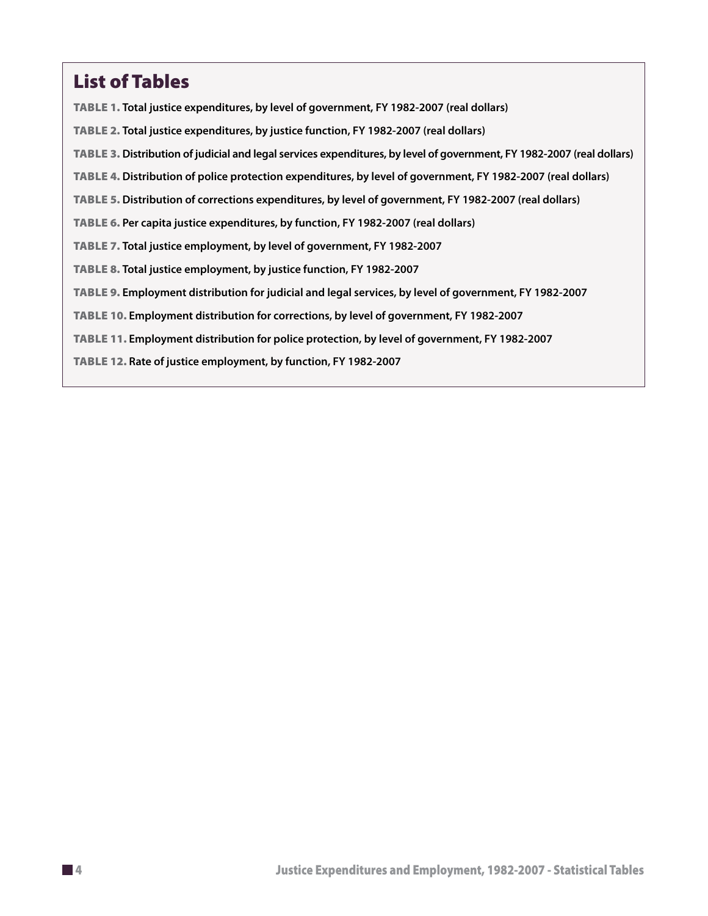## List of Tables

**TABLE 1.** **Total justice expenditures, by level of government, FY 1982-2007 (real dollars)**

**TABLE 2.** **Total justice expenditures, by justice function, FY 1982-2007 (real dollars)**

**TABLE 3.** **Distribution of judicial and legal services expenditures, by level of government, FY 1982-2007 (real dollars)**

**TABLE 4.** **Distribution of police protection expenditures, by level of government, FY 1982-2007 (real dollars)**

**TABLE 5.** **Distribution of corrections expenditures, by level of government, FY 1982-2007 (real dollars)**

**TABLE 6.** **Per capita justice expenditures, by function, FY 1982-2007 (real dollars)**

**TABLE 7.** **Total justice employment, by level of government, FY 1982-2007**

**TABLE 8.** **Total justice employment, by justice function, FY 1982-2007**

**TABLE 9.** **Employment distribution for judicial and legal services, by level of government, FY 1982-2007**

**TABLE 10.** **Employment distribution for corrections, by level of government, FY 1982-2007**

**TABLE 11.** **Employment distribution for police protection, by level of government, FY 1982-2007**

**TABLE 12.** **Rate of justice employment, by function, FY 1982-2007**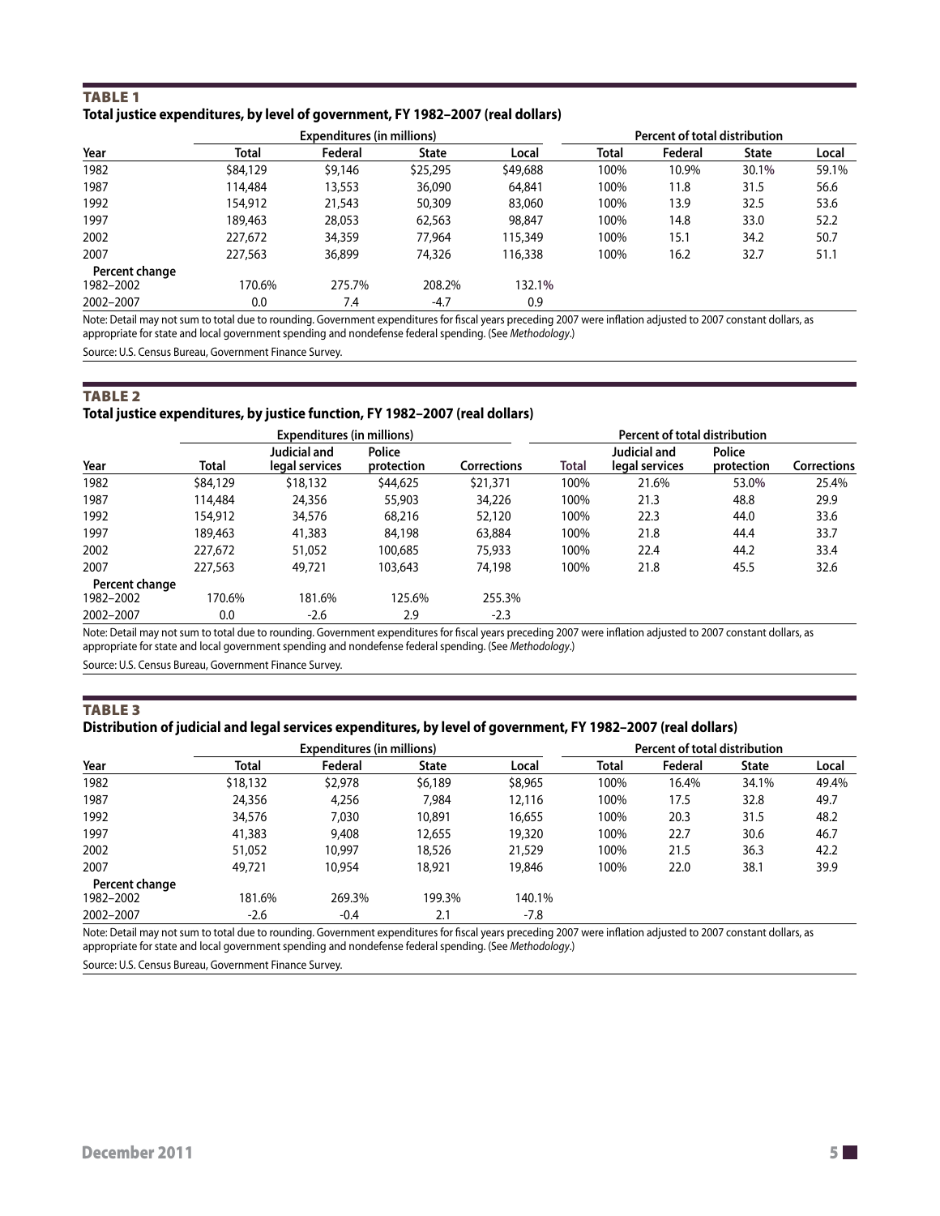## TABLE 1

### Total justice expenditures, by level of government, FY 1982–2007 (real dollars)

| | Expenditures (in millions) | | | | Percent of total distribution | | | |
|---|---|---|---|---|---|---|---|---|
| Year | Total | Federal | State | Local | Total | Federal | State | Local |
| 1982 | $84,129 | $9,146 | $25,295 | $49,688 | 100% | 10.9% | 30.1% | 59.1% |
| 1987 | 114,484 | 13,553 | 36,090 | 64,841 | 100% | 11.8 | 31.5 | 56.6 |
| 1992 | 154,912 | 21,543 | 50,309 | 83,060 | 100% | 13.9 | 32.5 | 53.6 |
| 1997 | 189,463 | 28,053 | 62,563 | 98,847 | 100% | 14.8 | 33.0 | 52.2 |
| 2002 | 227,672 | 34,359 | 77,964 | 115,349 | 100% | 15.1 | 34.2 | 50.7 |
| 2007 | 227,563 | 36,899 | 74,326 | 116,338 | 100% | 16.2 | 32.7 | 51.1 |
| **Percent change** | | | | | | | | |
| 1982–2002 | 170.6% | 275.7% | 208.2% | 132.1% | | | | |
| 2002–2007 | 0.0 | 7.4 | -4.7 | 0.9 | | | | |

Note: Detail may not sum to total due to rounding. Government expenditures for fiscal years preceding 2007 were inflation adjusted to 2007 constant dollars, as appropriate for state and local government spending and nondefense federal spending. (See *Methodology*.)

Source: U.S. Census Bureau, Government Finance Survey.

## TABLE 2

### Total justice expenditures, by justice function, FY 1982–2007 (real dollars)

| | Expenditures (in millions) | | | | Percent of total distribution | | | |
|---|---|---|---|---|---|---|---|---|
| Year | Total | Judicial and legal services | Police protection | Corrections | Total | Judicial and legal services | Police protection | Corrections |
| 1982 | $84,129 | $18,132 | $44,625 | $21,371 | 100% | 21.6% | 53.0% | 25.4% |
| 1987 | 114,484 | 24,356 | 55,903 | 34,226 | 100% | 21.3 | 48.8 | 29.9 |
| 1992 | 154,912 | 34,576 | 68,216 | 52,120 | 100% | 22.3 | 44.0 | 33.6 |
| 1997 | 189,463 | 41,383 | 84,198 | 63,884 | 100% | 21.8 | 44.4 | 33.7 |
| 2002 | 227,672 | 51,052 | 100,685 | 75,933 | 100% | 22.4 | 44.2 | 33.4 |
| 2007 | 227,563 | 49,721 | 103,643 | 74,198 | 100% | 21.8 | 45.5 | 32.6 |
| **Percent change** | | | | | | | | |
| 1982–2002 | 170.6% | 181.6% | 125.6% | 255.3% | | | | |
| 2002–2007 | 0.0 | -2.6 | 2.9 | -2.3 | | | | |

Note: Detail may not sum to total due to rounding. Government expenditures for fiscal years preceding 2007 were inflation adjusted to 2007 constant dollars, as appropriate for state and local government spending and nondefense federal spending. (See *Methodology*.)

Source: U.S. Census Bureau, Government Finance Survey.

## TABLE 3

### Distribution of judicial and legal services expenditures, by level of government, FY 1982–2007 (real dollars)

| | Expenditures (in millions) | | | | Percent of total distribution | | | |
|---|---|---|---|---|---|---|---|---|
| Year | Total | Federal | State | Local | Total | Federal | State | Local |
| 1982 | $18,132 | $2,978 | $6,189 | $8,965 | 100% | 16.4% | 34.1% | 49.4% |
| 1987 | 24,356 | 4,256 | 7,984 | 12,116 | 100% | 17.5 | 32.8 | 49.7 |
| 1992 | 34,576 | 7,030 | 10,891 | 16,655 | 100% | 20.3 | 31.5 | 48.2 |
| 1997 | 41,383 | 9,408 | 12,655 | 19,320 | 100% | 22.7 | 30.6 | 46.7 |
| 2002 | 51,052 | 10,997 | 18,526 | 21,529 | 100% | 21.5 | 36.3 | 42.2 |
| 2007 | 49,721 | 10,954 | 18,921 | 19,846 | 100% | 22.0 | 38.1 | 39.9 |
| **Percent change** | | | | | | | | |
| 1982–2002 | 181.6% | 269.3% | 199.3% | 140.1% | | | | |
| 2002–2007 | -2.6 | -0.4 | 2.1 | -7.8 | | | | |

Note: Detail may not sum to total due to rounding. Government expenditures for fiscal years preceding 2007 were inflation adjusted to 2007 constant dollars, as appropriate for state and local government spending and nondefense federal spending. (See *Methodology*.)

Source: U.S. Census Bureau, Government Finance Survey.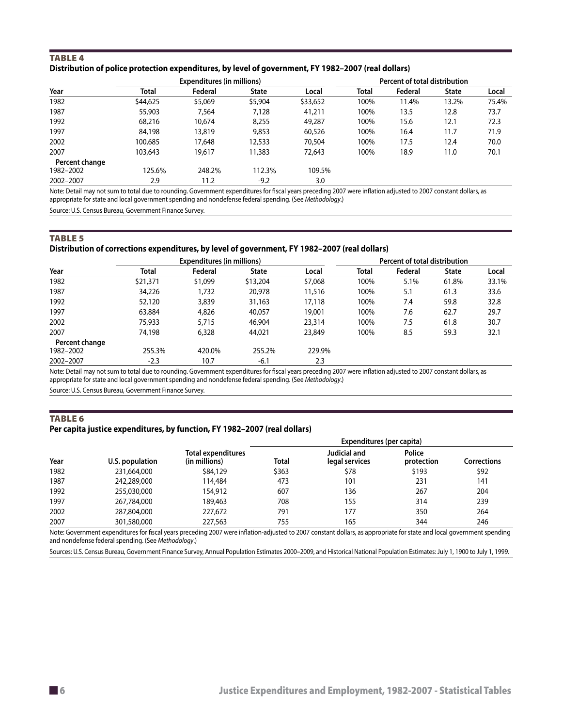## TABLE 4

**Distribution of police protection expenditures, by level of government, FY 1982–2007 (real dollars)**

| | Expenditures (in millions) | | | | Percent of total distribution | | | |
|---|---|---|---|---|---|---|---|---|
| Year | Total | Federal | State | Local | Total | Federal | State | Local |
| 1982 | $44,625 | $5,069 | $5,904 | $33,652 | 100% | 11.4% | 13.2% | 75.4% |
| 1987 | 55,903 | 7,564 | 7,128 | 41,211 | 100% | 13.5 | 12.8 | 73.7 |
| 1992 | 68,216 | 10,674 | 8,255 | 49,287 | 100% | 15.6 | 12.1 | 72.3 |
| 1997 | 84,198 | 13,819 | 9,853 | 60,526 | 100% | 16.4 | 11.7 | 71.9 |
| 2002 | 100,685 | 17,648 | 12,533 | 70,504 | 100% | 17.5 | 12.4 | 70.0 |
| 2007 | 103,643 | 19,617 | 11,383 | 72,643 | 100% | 18.9 | 11.0 | 70.1 |
| **Percent change** | | | | | | | | |
| 1982–2002 | 125.6% | 248.2% | 112.3% | 109.5% | | | | |
| 2002–2007 | 2.9 | 11.2 | -9.2 | 3.0 | | | | |

Note: Detail may not sum to total due to rounding. Government expenditures for fiscal years preceding 2007 were inflation adjusted to 2007 constant dollars, as appropriate for state and local government spending and nondefense federal spending. (See *Methodology*.)

Source: U.S. Census Bureau, Government Finance Survey.

## TABLE 5

**Distribution of corrections expenditures, by level of government, FY 1982–2007 (real dollars)**

| | Expenditures (in millions) | | | | Percent of total distribution | | | |
|---|---|---|---|---|---|---|---|---|
| Year | Total | Federal | State | Local | Total | Federal | State | Local |
| 1982 | $21,371 | $1,099 | $13,204 | $7,068 | 100% | 5.1% | 61.8% | 33.1% |
| 1987 | 34,226 | 1,732 | 20,978 | 11,516 | 100% | 5.1 | 61.3 | 33.6 |
| 1992 | 52,120 | 3,839 | 31,163 | 17,118 | 100% | 7.4 | 59.8 | 32.8 |
| 1997 | 63,884 | 4,826 | 40,057 | 19,001 | 100% | 7.6 | 62.7 | 29.7 |
| 2002 | 75,933 | 5,715 | 46,904 | 23,314 | 100% | 7.5 | 61.8 | 30.7 |
| 2007 | 74,198 | 6,328 | 44,021 | 23,849 | 100% | 8.5 | 59.3 | 32.1 |
| **Percent change** | | | | | | | | |
| 1982–2002 | 255.3% | 420.0% | 255.2% | 229.9% | | | | |
| 2002–2007 | -2.3 | 10.7 | -6.1 | 2.3 | | | | |

Note: Detail may not sum to total due to rounding. Government expenditures for fiscal years preceding 2007 were inflation adjusted to 2007 constant dollars, as appropriate for state and local government spending and nondefense federal spending. (See *Methodology*.)

Source: U.S. Census Bureau, Government Finance Survey.

## TABLE 6

**Per capita justice expenditures, by function, FY 1982–2007 (real dollars)**

| | | | Expenditures (per capita) | | | |
|---|---|---|---|---|---|---|
| Year | U.S. population | Total expenditures (in millions) | Total | Judicial and legal services | Police protection | Corrections |
| 1982 | 231,664,000 | $84,129 | $363 | $78 | $193 | $92 |
| 1987 | 242,289,000 | 114,484 | 473 | 101 | 231 | 141 |
| 1992 | 255,030,000 | 154,912 | 607 | 136 | 267 | 204 |
| 1997 | 267,784,000 | 189,463 | 708 | 155 | 314 | 239 |
| 2002 | 287,804,000 | 227,672 | 791 | 177 | 350 | 264 |
| 2007 | 301,580,000 | 227,563 | 755 | 165 | 344 | 246 |

Note: Government expenditures for fiscal years preceding 2007 were inflation-adjusted to 2007 constant dollars, as appropriate for state and local government spending and nondefense federal spending. (See *Methodology*.)

Sources: U.S. Census Bureau, Government Finance Survey, Annual Population Estimates 2000–2009, and Historical National Population Estimates: July 1, 1900 to July 1, 1999.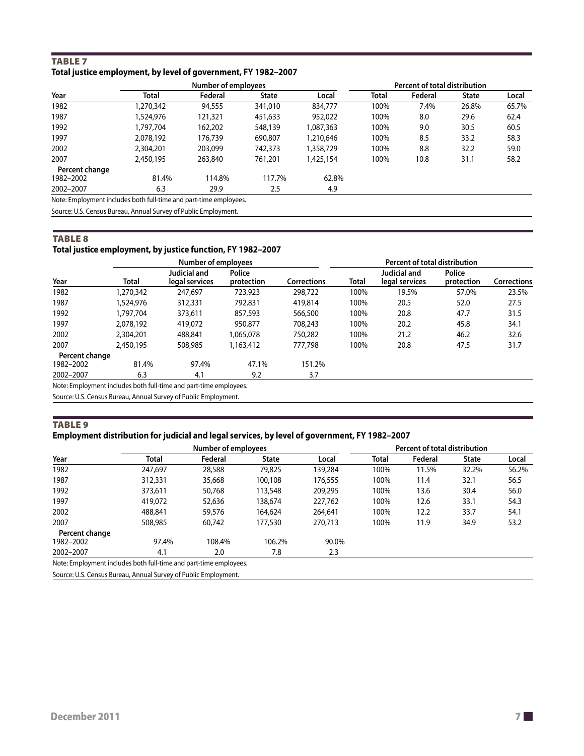## TABLE 7

### Total justice employment, by level of government, FY 1982–2007

| | Number of employees | | | | Percent of total distribution | | | |
|---|---|---|---|---|---|---|---|---|
| Year | Total | Federal | State | Local | Total | Federal | State | Local |
| 1982 | 1,270,342 | 94,555 | 341,010 | 834,777 | 100% | 7.4% | 26.8% | 65.7% |
| 1987 | 1,524,976 | 121,321 | 451,633 | 952,022 | 100% | 8.0 | 29.6 | 62.4 |
| 1992 | 1,797,704 | 162,202 | 548,139 | 1,087,363 | 100% | 9.0 | 30.5 | 60.5 |
| 1997 | 2,078,192 | 176,739 | 690,807 | 1,210,646 | 100% | 8.5 | 33.2 | 58.3 |
| 2002 | 2,304,201 | 203,099 | 742,373 | 1,358,729 | 100% | 8.8 | 32.2 | 59.0 |
| 2007 | 2,450,195 | 263,840 | 761,201 | 1,425,154 | 100% | 10.8 | 31.1 | 58.2 |
| **Percent change** | | | | | | | | |
| 1982–2002 | 81.4% | 114.8% | 117.7% | 62.8% | | | | |
| 2002–2007 | 6.3 | 29.9 | 2.5 | 4.9 | | | | |

Note: Employment includes both full-time and part-time employees.

Source: U.S. Census Bureau, Annual Survey of Public Employment.

## TABLE 8

### Total justice employment, by justice function, FY 1982–2007

| | Number of employees | | | | Percent of total distribution | | | |
|---|---|---|---|---|---|---|---|---|
| Year | Total | Judicial and legal services | Police protection | Corrections | Total | Judicial and legal services | Police protection | Corrections |
| 1982 | 1,270,342 | 247,697 | 723,923 | 298,722 | 100% | 19.5% | 57.0% | 23.5% |
| 1987 | 1,524,976 | 312,331 | 792,831 | 419,814 | 100% | 20.5 | 52.0 | 27.5 |
| 1992 | 1,797,704 | 373,611 | 857,593 | 566,500 | 100% | 20.8 | 47.7 | 31.5 |
| 1997 | 2,078,192 | 419,072 | 950,877 | 708,243 | 100% | 20.2 | 45.8 | 34.1 |
| 2002 | 2,304,201 | 488,841 | 1,065,078 | 750,282 | 100% | 21.2 | 46.2 | 32.6 |
| 2007 | 2,450,195 | 508,985 | 1,163,412 | 777,798 | 100% | 20.8 | 47.5 | 31.7 |
| **Percent change** | | | | | | | | |
| 1982–2002 | 81.4% | 97.4% | 47.1% | 151.2% | | | | |
| 2002–2007 | 6.3 | 4.1 | 9.2 | 3.7 | | | | |

Note: Employment includes both full-time and part-time employees.

Source: U.S. Census Bureau, Annual Survey of Public Employment.

## TABLE 9

### Employment distribution for judicial and legal services, by level of government, FY 1982–2007

| | Number of employees | | | | Percent of total distribution | | | |
|---|---|---|---|---|---|---|---|---|
| Year | Total | Federal | State | Local | Total | Federal | State | Local |
| 1982 | 247,697 | 28,588 | 79,825 | 139,284 | 100% | 11.5% | 32.2% | 56.2% |
| 1987 | 312,331 | 35,668 | 100,108 | 176,555 | 100% | 11.4 | 32.1 | 56.5 |
| 1992 | 373,611 | 50,768 | 113,548 | 209,295 | 100% | 13.6 | 30.4 | 56.0 |
| 1997 | 419,072 | 52,636 | 138,674 | 227,762 | 100% | 12.6 | 33.1 | 54.3 |
| 2002 | 488,841 | 59,576 | 164,624 | 264,641 | 100% | 12.2 | 33.7 | 54.1 |
| 2007 | 508,985 | 60,742 | 177,530 | 270,713 | 100% | 11.9 | 34.9 | 53.2 |
| **Percent change** | | | | | | | | |
| 1982–2002 | 97.4% | 108.4% | 106.2% | 90.0% | | | | |
| 2002–2007 | 4.1 | 2.0 | 7.8 | 2.3 | | | | |

Note: Employment includes both full-time and part-time employees.

Source: U.S. Census Bureau, Annual Survey of Public Employment.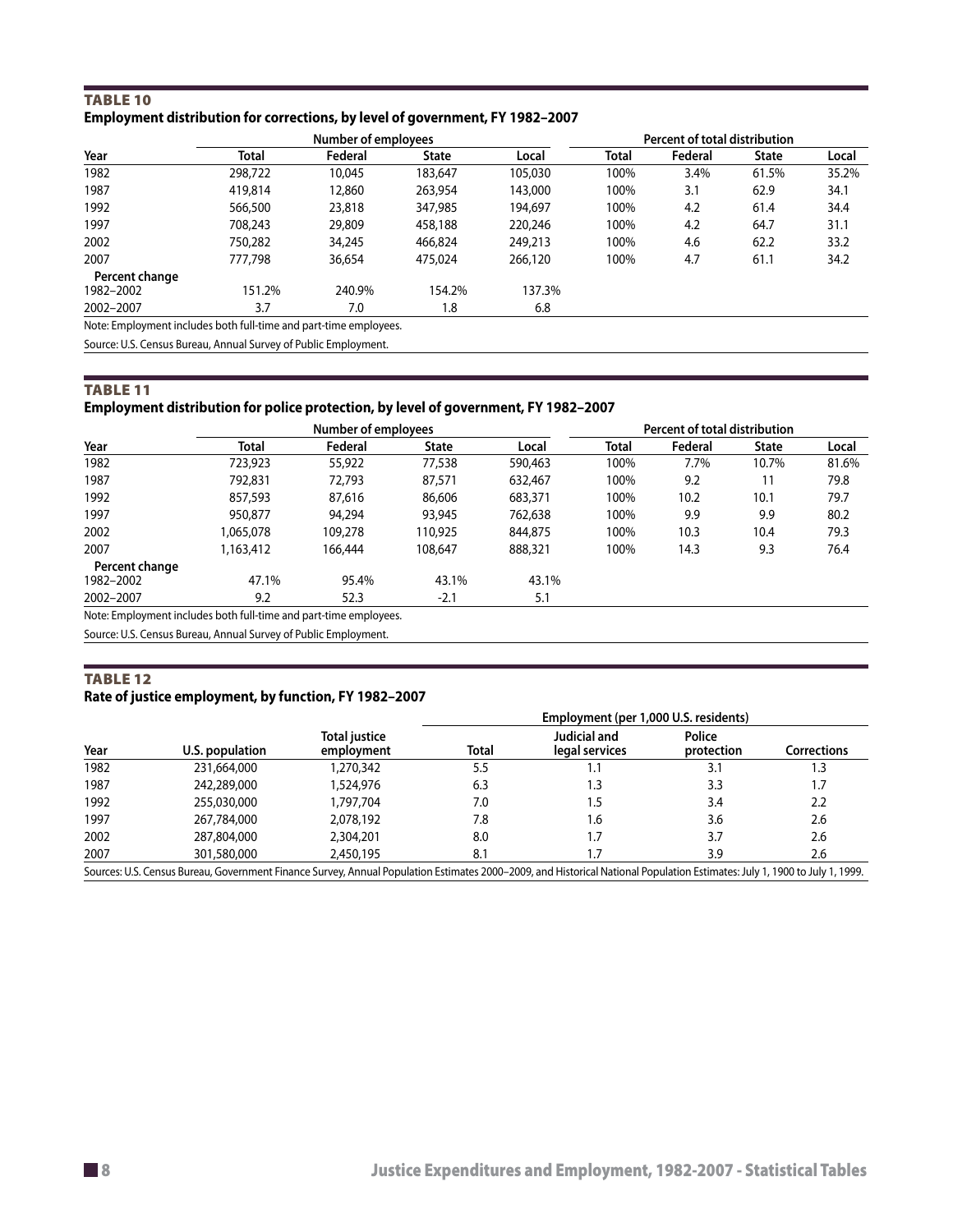**TABLE 10**

**Employment distribution for corrections, by level of government, FY 1982–2007**

| Year | Number of employees | | | | Percent of total distribution | | | |
|---|---|---|---|---|---|---|---|---|
| | Total | Federal | State | Local | Total | Federal | State | Local |
| 1982 | 298,722 | 10,045 | 183,647 | 105,030 | 100% | 3.4% | 61.5% | 35.2% |
| 1987 | 419,814 | 12,860 | 263,954 | 143,000 | 100% | 3.1 | 62.9 | 34.1 |
| 1992 | 566,500 | 23,818 | 347,985 | 194,697 | 100% | 4.2 | 61.4 | 34.4 |
| 1997 | 708,243 | 29,809 | 458,188 | 220,246 | 100% | 4.2 | 64.7 | 31.1 |
| 2002 | 750,282 | 34,245 | 466,824 | 249,213 | 100% | 4.6 | 62.2 | 33.2 |
| 2007 | 777,798 | 36,654 | 475,024 | 266,120 | 100% | 4.7 | 61.1 | 34.2 |
| **Percent change** | | | | | | | | |
| 1982–2002 | 151.2% | 240.9% | 154.2% | 137.3% | | | | |
| 2002–2007 | 3.7 | 7.0 | 1.8 | 6.8 | | | | |

Note: Employment includes both full-time and part-time employees.

Source: U.S. Census Bureau, Annual Survey of Public Employment.

**TABLE 11**

**Employment distribution for police protection, by level of government, FY 1982–2007**

| Year | Number of employees | | | | Percent of total distribution | | | |
|---|---|---|---|---|---|---|---|---|
| | Total | Federal | State | Local | Total | Federal | State | Local |
| 1982 | 723,923 | 55,922 | 77,538 | 590,463 | 100% | 7.7% | 10.7% | 81.6% |
| 1987 | 792,831 | 72,793 | 87,571 | 632,467 | 100% | 9.2 | 11 | 79.8 |
| 1992 | 857,593 | 87,616 | 86,606 | 683,371 | 100% | 10.2 | 10.1 | 79.7 |
| 1997 | 950,877 | 94,294 | 93,945 | 762,638 | 100% | 9.9 | 9.9 | 80.2 |
| 2002 | 1,065,078 | 109,278 | 110,925 | 844,875 | 100% | 10.3 | 10.4 | 79.3 |
| 2007 | 1,163,412 | 166,444 | 108,647 | 888,321 | 100% | 14.3 | 9.3 | 76.4 |
| **Percent change** | | | | | | | | |
| 1982–2002 | 47.1% | 95.4% | 43.1% | 43.1% | | | | |
| 2002–2007 | 9.2 | 52.3 | -2.1 | 5.1 | | | | |

Note: Employment includes both full-time and part-time employees.

Source: U.S. Census Bureau, Annual Survey of Public Employment.

**TABLE 12**

**Rate of justice employment, by function, FY 1982–2007**

| Year | U.S. population | Total justice employment | Employment (per 1,000 U.S. residents) | | | |
|---|---|---|---|---|---|---|
| | | | Total | Judicial and legal services | Police protection | Corrections |
| 1982 | 231,664,000 | 1,270,342 | 5.5 | 1.1 | 3.1 | 1.3 |
| 1987 | 242,289,000 | 1,524,976 | 6.3 | 1.3 | 3.3 | 1.7 |
| 1992 | 255,030,000 | 1,797,704 | 7.0 | 1.5 | 3.4 | 2.2 |
| 1997 | 267,784,000 | 2,078,192 | 7.8 | 1.6 | 3.6 | 2.6 |
| 2002 | 287,804,000 | 2,304,201 | 8.0 | 1.7 | 3.7 | 2.6 |
| 2007 | 301,580,000 | 2,450,195 | 8.1 | 1.7 | 3.9 | 2.6 |

Sources: U.S. Census Bureau, Government Finance Survey, Annual Population Estimates 2000–2009, and Historical National Population Estimates: July 1, 1900 to July 1, 1999.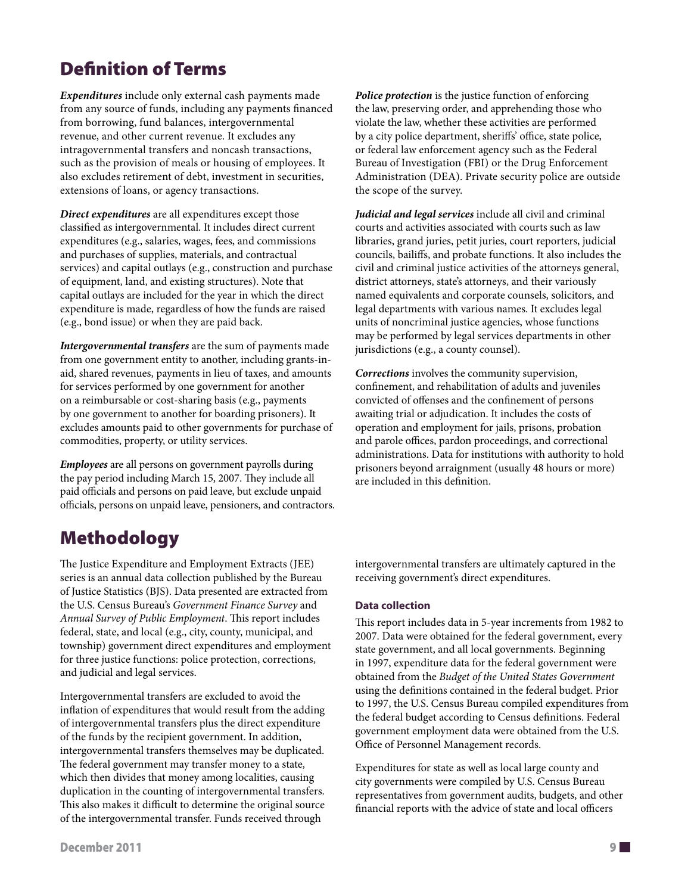# Definition of Terms

***Expenditures*** include only external cash payments made from any source of funds, including any payments financed from borrowing, fund balances, intergovernmental revenue, and other current revenue. It excludes any intragovernmental transfers and noncash transactions, such as the provision of meals or housing of employees. It also excludes retirement of debt, investment in securities, extensions of loans, or agency transactions.

***Direct expenditures*** are all expenditures except those classified as intergovernmental. It includes direct current expenditures (e.g., salaries, wages, fees, and commissions and purchases of supplies, materials, and contractual services) and capital outlays (e.g., construction and purchase of equipment, land, and existing structures). Note that capital outlays are included for the year in which the direct expenditure is made, regardless of how the funds are raised (e.g., bond issue) or when they are paid back.

***Intergovernmental transfers*** are the sum of payments made from one government entity to another, including grants-in-aid, shared revenues, payments in lieu of taxes, and amounts for services performed by one government for another on a reimbursable or cost-sharing basis (e.g., payments by one government to another for boarding prisoners). It excludes amounts paid to other governments for purchase of commodities, property, or utility services.

***Employees*** are all persons on government payrolls during the pay period including March 15, 2007. They include all paid officials and persons on paid leave, but exclude unpaid officials, persons on unpaid leave, pensioners, and contractors.

***Police protection*** is the justice function of enforcing the law, preserving order, and apprehending those who violate the law, whether these activities are performed by a city police department, sheriffs' office, state police, or federal law enforcement agency such as the Federal Bureau of Investigation (FBI) or the Drug Enforcement Administration (DEA). Private security police are outside the scope of the survey.

***Judicial and legal services*** include all civil and criminal courts and activities associated with courts such as law libraries, grand juries, petit juries, court reporters, judicial councils, bailiffs, and probate functions. It also includes the civil and criminal justice activities of the attorneys general, district attorneys, state's attorneys, and their variously named equivalents and corporate counsels, solicitors, and legal departments with various names. It excludes legal units of noncriminal justice agencies, whose functions may be performed by legal services departments in other jurisdictions (e.g., a county counsel).

***Corrections*** involves the community supervision, confinement, and rehabilitation of adults and juveniles convicted of offenses and the confinement of persons awaiting trial or adjudication. It includes the costs of operation and employment for jails, prisons, probation and parole offices, pardon proceedings, and correctional administrations. Data for institutions with authority to hold prisoners beyond arraignment (usually 48 hours or more) are included in this definition.

# Methodology

The Justice Expenditure and Employment Extracts (JEE) series is an annual data collection published by the Bureau of Justice Statistics (BJS). Data presented are extracted from the U.S. Census Bureau's *Government Finance Survey* and *Annual Survey of Public Employment*. This report includes federal, state, and local (e.g., city, county, municipal, and township) government direct expenditures and employment for three justice functions: police protection, corrections, and judicial and legal services.

Intergovernmental transfers are excluded to avoid the inflation of expenditures that would result from the adding of intergovernmental transfers plus the direct expenditure of the funds by the recipient government. In addition, intergovernmental transfers themselves may be duplicated. The federal government may transfer money to a state, which then divides that money among localities, causing duplication in the counting of intergovernmental transfers. This also makes it difficult to determine the original source of the intergovernmental transfer. Funds received through intergovernmental transfers are ultimately captured in the receiving government's direct expenditures.

### Data collection

This report includes data in 5-year increments from 1982 to 2007. Data were obtained for the federal government, every state government, and all local governments. Beginning in 1997, expenditure data for the federal government were obtained from the *Budget of the United States Government* using the definitions contained in the federal budget. Prior to 1997, the U.S. Census Bureau compiled expenditures from the federal budget according to Census definitions. Federal government employment data were obtained from the U.S. Office of Personnel Management records.

Expenditures for state as well as local large county and city governments were compiled by U.S. Census Bureau representatives from government audits, budgets, and other financial reports with the advice of state and local officers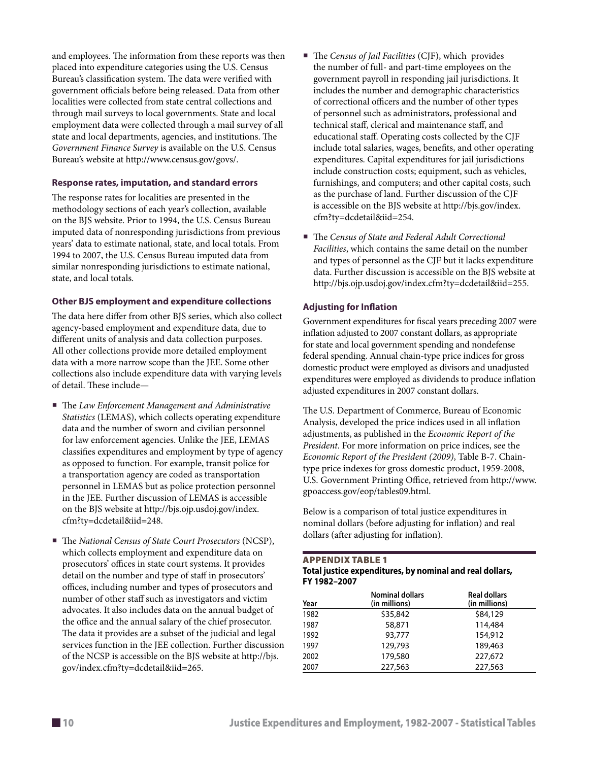and employees. The information from these reports was then placed into expenditure categories using the U.S. Census Bureau's classification system. The data were verified with government officials before being released. Data from other localities were collected from state central collections and through mail surveys to local governments. State and local employment data were collected through a mail survey of all state and local departments, agencies, and institutions. The *Government Finance Survey* is available on the U.S. Census Bureau's website at http://www.census.gov/govs/.

### Response rates, imputation, and standard errors

The response rates for localities are presented in the methodology sections of each year's collection, available on the BJS website. Prior to 1994, the U.S. Census Bureau imputed data of nonresponding jurisdictions from previous years' data to estimate national, state, and local totals. From 1994 to 2007, the U.S. Census Bureau imputed data from similar nonresponding jurisdictions to estimate national, state, and local totals.

### Other BJS employment and expenditure collections

The data here differ from other BJS series, which also collect agency-based employment and expenditure data, due to different units of analysis and data collection purposes. All other collections provide more detailed employment data with a more narrow scope than the JEE. Some other collections also include expenditure data with varying levels of detail. These include—

- The *Law Enforcement Management and Administrative Statistics* (LEMAS), which collects operating expenditure data and the number of sworn and civilian personnel for law enforcement agencies. Unlike the JEE, LEMAS classifies expenditures and employment by type of agency as opposed to function. For example, transit police for a transportation agency are coded as transportation personnel in LEMAS but as police protection personnel in the JEE. Further discussion of LEMAS is accessible on the BJS website at http://bjs.ojp.usdoj.gov/index.cfm?ty=dcdetail&iid=248.
- The *National Census of State Court Prosecutors* (NCSP), which collects employment and expenditure data on prosecutors' offices in state court systems. It provides detail on the number and type of staff in prosecutors' offices, including number and types of prosecutors and number of other staff such as investigators and victim advocates. It also includes data on the annual budget of the office and the annual salary of the chief prosecutor. The data it provides are a subset of the judicial and legal services function in the JEE collection. Further discussion of the NCSP is accessible on the BJS website at http://bjs.gov/index.cfm?ty=dcdetail&iid=265.
- The *Census of Jail Facilities* (CJF), which provides the number of full- and part-time employees on the government payroll in responding jail jurisdictions. It includes the number and demographic characteristics of correctional officers and the number of other types of personnel such as administrators, professional and technical staff, clerical and maintenance staff, and educational staff. Operating costs collected by the CJF include total salaries, wages, benefits, and other operating expenditures. Capital expenditures for jail jurisdictions include construction costs; equipment, such as vehicles, furnishings, and computers; and other capital costs, such as the purchase of land. Further discussion of the CJF is accessible on the BJS website at http://bjs.gov/index.cfm?ty=dcdetail&iid=254.
- The *Census of State and Federal Adult Correctional Facilities*, which contains the same detail on the number and types of personnel as the CJF but it lacks expenditure data. Further discussion is accessible on the BJS website at http://bjs.ojp.usdoj.gov/index.cfm?ty=dcdetail&iid=255.

### Adjusting for Inflation

Government expenditures for fiscal years preceding 2007 were inflation adjusted to 2007 constant dollars, as appropriate for state and local government spending and nondefense federal spending. Annual chain-type price indices for gross domestic product were employed as divisors and unadjusted expenditures were employed as dividends to produce inflation adjusted expenditures in 2007 constant dollars.

The U.S. Department of Commerce, Bureau of Economic Analysis, developed the price indices used in all inflation adjustments, as published in the *Economic Report of the President*. For more information on price indices, see the *Economic Report of the President (2009)*, Table B-7. Chain-type price indexes for gross domestic product, 1959-2008, U.S. Government Printing Office, retrieved from http://www.gpoaccess.gov/eop/tables09.html.

Below is a comparison of total justice expenditures in nominal dollars (before adjusting for inflation) and real dollars (after adjusting for inflation).

**APPENDIX TABLE 1**
**Total justice expenditures, by nominal and real dollars, FY 1982–2007**

| Year | Nominal dollars (in millions) | Real dollars (in millions) |
|---|---|---|
| 1982 | $35,842 | $84,129 |
| 1987 | 58,871 | 114,484 |
| 1992 | 93,777 | 154,912 |
| 1997 | 129,793 | 189,463 |
| 2002 | 179,580 | 227,672 |
| 2007 | 227,563 | 227,563 |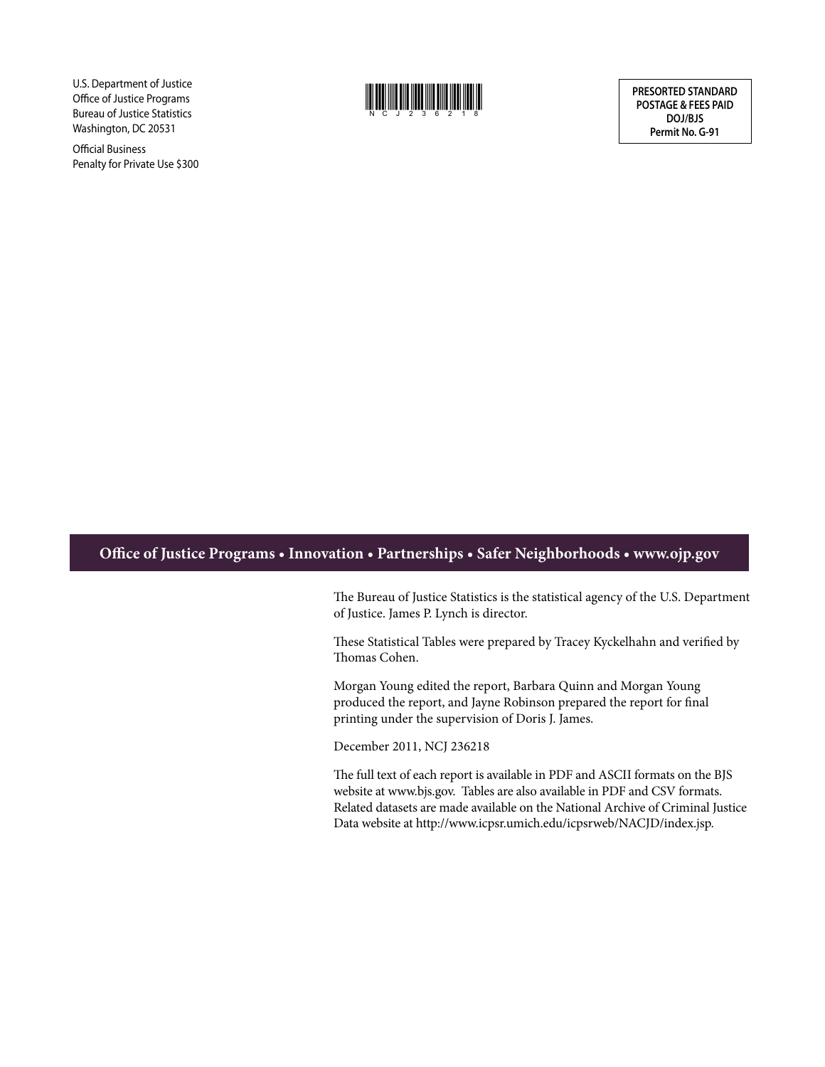U.S. Department of Justice
Office of Justice Programs
Bureau of Justice Statistics
Washington, DC 20531

Official Business
Penalty for Private Use $300

NCJ236218

**PRESORTED STANDARD**
**POSTAGE & FEES PAID**
**DOJ/BJS**
**Permit No. G-91**

**Office of Justice Programs • Innovation • Partnerships • Safer Neighborhoods • www.ojp.gov**

The Bureau of Justice Statistics is the statistical agency of the U.S. Department of Justice. James P. Lynch is director.

These Statistical Tables were prepared by Tracey Kyckelhahn and verified by Thomas Cohen.

Morgan Young edited the report, Barbara Quinn and Morgan Young produced the report, and Jayne Robinson prepared the report for final printing under the supervision of Doris J. James.

December 2011, NCJ 236218

The full text of each report is available in PDF and ASCII formats on the BJS website at www.bjs.gov. Tables are also available in PDF and CSV formats. Related datasets are made available on the National Archive of Criminal Justice Data website at http://www.icpsr.umich.edu/icpsrweb/NACJD/index.jsp.